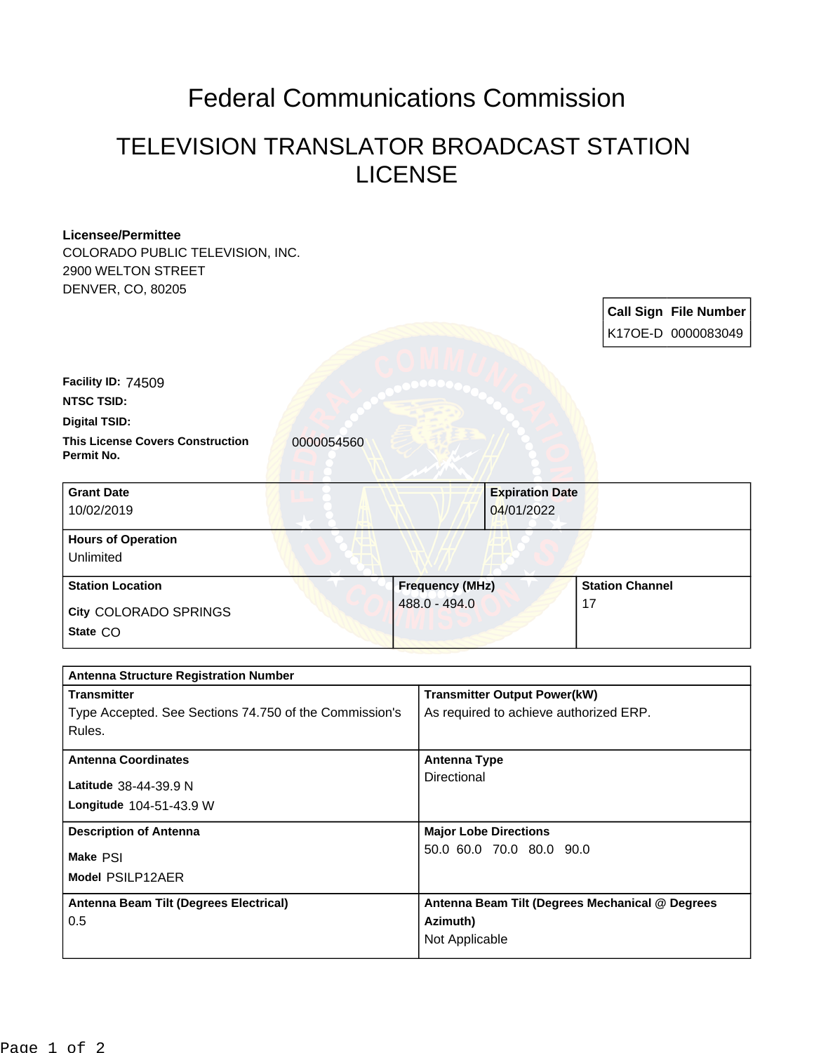# Federal Communications Commission

## TELEVISION TRANSLATOR BROADCAST STATION LICENSE

**Licensee/Permittee**
COLORADO PUBLIC TELEVISION, INC.
2900 WELTON STREET
DENVER, CO, 80205

| Call Sign | File Number |
| --- | --- |
| K17OE-D | 0000083049 |

**Facility ID:** 74509

**NTSC TSID:**

**Digital TSID:**

**This License Covers Construction Permit No.** 0000054560

| Grant Date | Expiration Date |
| --- | --- |
| 10/02/2019 | 04/01/2022 |

| Hours of Operation |
| --- |
| Unlimited |

| Station Location | Frequency (MHz) | Station Channel |
| --- | --- | --- |
| City COLORADO SPRINGS<br>State CO | 488.0 - 494.0 | 17 |

| Antenna Structure Registration Number | |
| --- | --- |
| **Transmitter**<br>Type Accepted. See Sections 74.750 of the Commission's Rules. | **Transmitter Output Power(kW)**<br>As required to achieve authorized ERP. |
| **Antenna Coordinates**<br>Latitude 38-44-39.9 N<br>Longitude 104-51-43.9 W | **Antenna Type**<br>Directional |
| **Description of Antenna**<br>Make PSI<br>Model PSILP12AER | **Major Lobe Directions**<br>50.0 60.0 70.0 80.0 90.0 |
| **Antenna Beam Tilt (Degrees Electrical)**<br>0.5 | **Antenna Beam Tilt (Degrees Mechanical @ Degrees Azimuth)**<br>Not Applicable |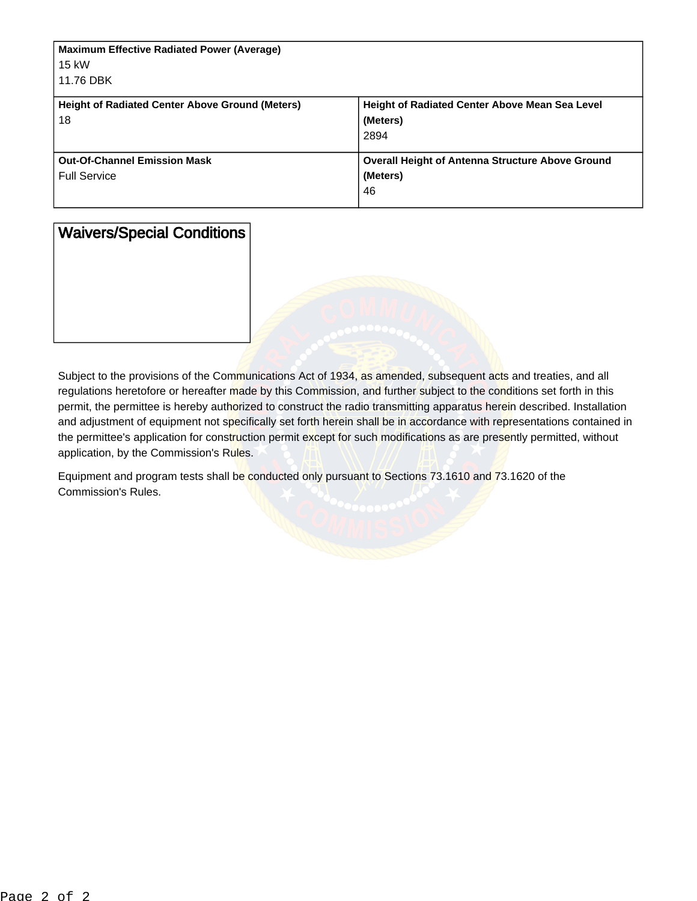| | |
|---|---|
| **Maximum Effective Radiated Power (Average)**<br>15 kW<br>11.76 DBK | |
| **Height of Radiated Center Above Ground (Meters)**<br>18 | **Height of Radiated Center Above Mean Sea Level (Meters)**<br>2894 |
| **Out-Of-Channel Emission Mask**<br>Full Service | **Overall Height of Antenna Structure Above Ground (Meters)**<br>46 |

## Waivers/Special Conditions

Subject to the provisions of the Communications Act of 1934, as amended, subsequent acts and treaties, and all regulations heretofore or hereafter made by this Commission, and further subject to the conditions set forth in this permit, the permittee is hereby authorized to construct the radio transmitting apparatus herein described. Installation and adjustment of equipment not specifically set forth herein shall be in accordance with representations contained in the permittee's application for construction permit except for such modifications as are presently permitted, without application, by the Commission's Rules.

Equipment and program tests shall be conducted only pursuant to Sections 73.1610 and 73.1620 of the Commission's Rules.